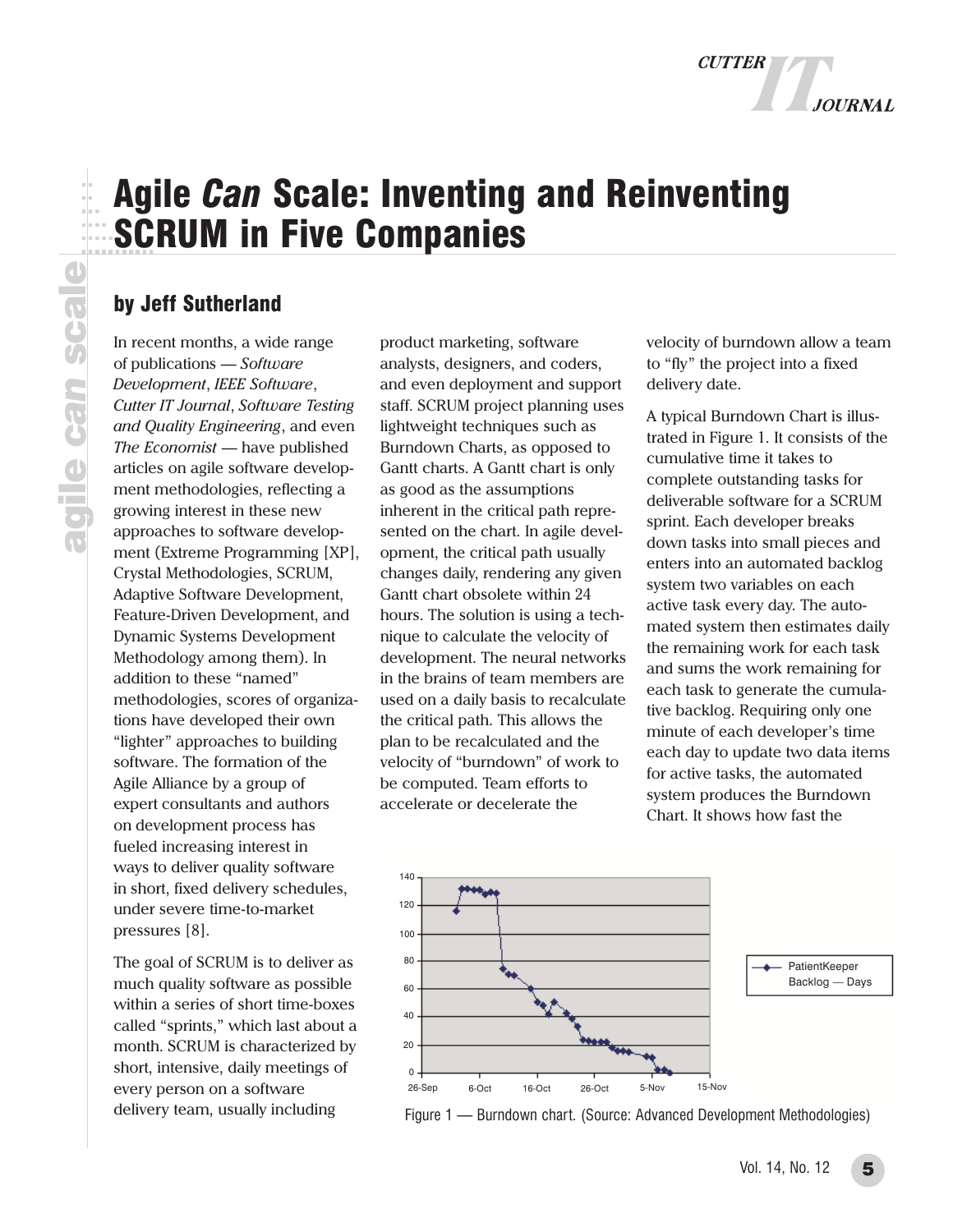# Agile *Can* Scale: Inventing and Reinventing SCRUM in Five Companies

## by Jeff Sutherland

In recent months, a wide range of publications — *Software Development*, *IEEE Software*, *Cutter IT Journal*, *Software Testing and Quality Engineering*, and even *The Economist* — have published articles on agile software development methodologies, reflecting a growing interest in these new approaches to software development (Extreme Programming [XP], Crystal Methodologies, SCRUM, Adaptive Software Development, Feature-Driven Development, and Dynamic Systems Development Methodology among them). In addition to these "named" methodologies, scores of organizations have developed their own "lighter" approaches to building software. The formation of the Agile Alliance by a group of expert consultants and authors on development process has fueled increasing interest in ways to deliver quality software in short, fixed delivery schedules, under severe time-to-market pressures [8].

The goal of SCRUM is to deliver as much quality software as possible within a series of short time-boxes called "sprints," which last about a month. SCRUM is characterized by short, intensive, daily meetings of every person on a software delivery team, usually including product marketing, software analysts, designers, and coders, and even deployment and support staff. SCRUM project planning uses lightweight techniques such as Burndown Charts, as opposed to Gantt charts. A Gantt chart is only as good as the assumptions inherent in the critical path represented on the chart. In agile development, the critical path usually changes daily, rendering any given Gantt chart obsolete within 24 hours. The solution is using a technique to calculate the velocity of development. The neural networks in the brains of team members are used on a daily basis to recalculate the critical path. This allows the plan to be recalculated and the velocity of "burndown" of work to be computed. Team efforts to accelerate or decelerate the velocity of burndown allow a team to "fly" the project into a fixed delivery date.

A typical Burndown Chart is illustrated in Figure 1. It consists of the cumulative time it takes to complete outstanding tasks for deliverable software for a SCRUM sprint. Each developer breaks down tasks into small pieces and enters into an automated backlog system two variables on each active task every day. The automated system then estimates daily the remaining work for each task and sums the work remaining for each task to generate the cumulative backlog. Requiring only one minute of each developer's time each day to update two data items for active tasks, the automated system produces the Burndown Chart. It shows how fast the

Figure 1 — Burndown chart. (Source: Advanced Development Methodologies)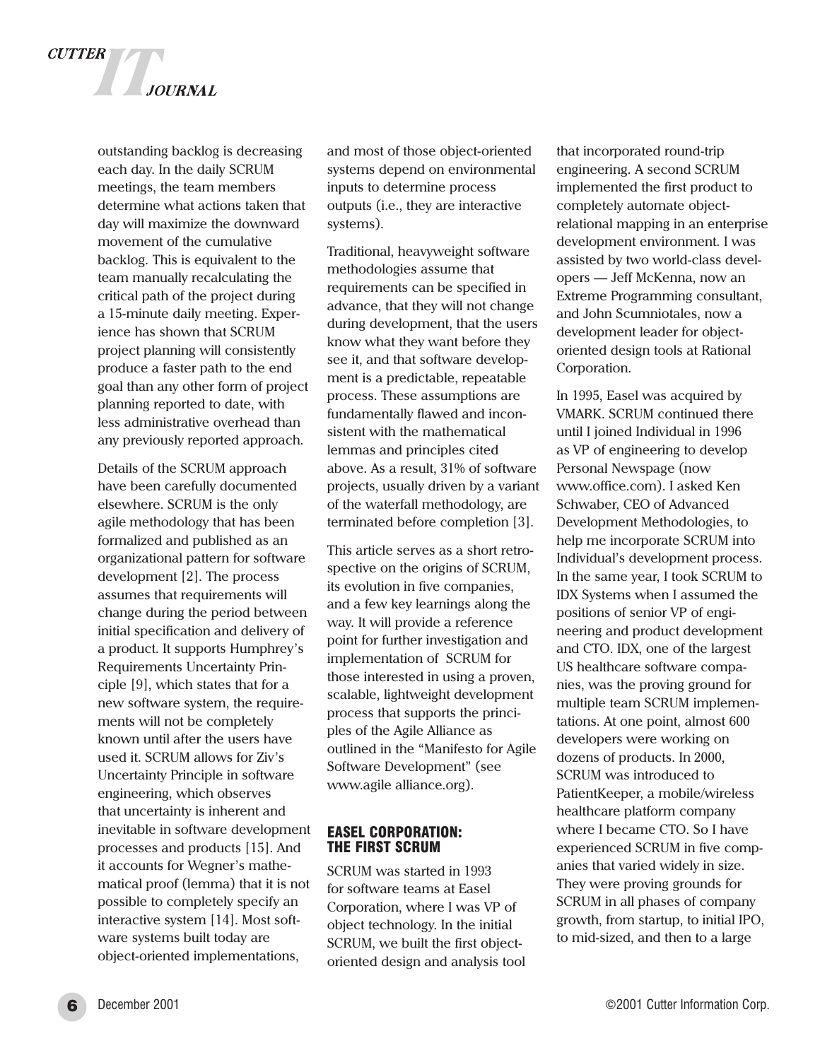outstanding backlog is decreasing each day. In the daily SCRUM meetings, the team members determine what actions taken that day will maximize the downward movement of the cumulative backlog. This is equivalent to the team manually recalculating the critical path of the project during a 15-minute daily meeting. Experience has shown that SCRUM project planning will consistently produce a faster path to the end goal than any other form of project planning reported to date, with less administrative overhead than any previously reported approach.

Details of the SCRUM approach have been carefully documented elsewhere. SCRUM is the only agile methodology that has been formalized and published as an organizational pattern for software development [2]. The process assumes that requirements will change during the period between initial specification and delivery of a product. It supports Humphrey's Requirements Uncertainty Principle [9], which states that for a new software system, the requirements will not be completely known until after the users have used it. SCRUM allows for Ziv's Uncertainty Principle in software engineering, which observes that uncertainty is inherent and inevitable in software development processes and products [15]. And it accounts for Wegner's mathematical proof (lemma) that it is not possible to completely specify an interactive system [14]. Most software systems built today are object-oriented implementations, and most of those object-oriented systems depend on environmental inputs to determine process outputs (i.e., they are interactive systems).

Traditional, heavyweight software methodologies assume that requirements can be specified in advance, that they will not change during development, that the users know what they want before they see it, and that software development is a predictable, repeatable process. These assumptions are fundamentally flawed and inconsistent with the mathematical lemmas and principles cited above. As a result, 31% of software projects, usually driven by a variant of the waterfall methodology, are terminated before completion [3].

This article serves as a short retrospective on the origins of SCRUM, its evolution in five companies, and a few key learnings along the way. It will provide a reference point for further investigation and implementation of SCRUM for those interested in using a proven, scalable, lightweight development process that supports the principles of the Agile Alliance as outlined in the "Manifesto for Agile Software Development" (see www.agile alliance.org).

## EASEL CORPORATION: THE FIRST SCRUM

SCRUM was started in 1993 for software teams at Easel Corporation, where I was VP of object technology. In the initial SCRUM, we built the first object-oriented design and analysis tool that incorporated round-trip engineering. A second SCRUM implemented the first product to completely automate object-relational mapping in an enterprise development environment. I was assisted by two world-class developers — Jeff McKenna, now an Extreme Programming consultant, and John Scumniotales, now a development leader for object-oriented design tools at Rational Corporation.

In 1995, Easel was acquired by VMARK. SCRUM continued there until I joined Individual in 1996 as VP of engineering to develop Personal Newspage (now www.office.com). I asked Ken Schwaber, CEO of Advanced Development Methodologies, to help me incorporate SCRUM into Individual's development process. In the same year, I took SCRUM to IDX Systems when I assumed the positions of senior VP of engineering and product development and CTO. IDX, one of the largest US healthcare software companies, was the proving ground for multiple team SCRUM implementations. At one point, almost 600 developers were working on dozens of products. In 2000, SCRUM was introduced to PatientKeeper, a mobile/wireless healthcare platform company where I became CTO. So I have experienced SCRUM in five companies that varied widely in size. They were proving grounds for SCRUM in all phases of company growth, from startup, to initial IPO, to mid-sized, and then to a large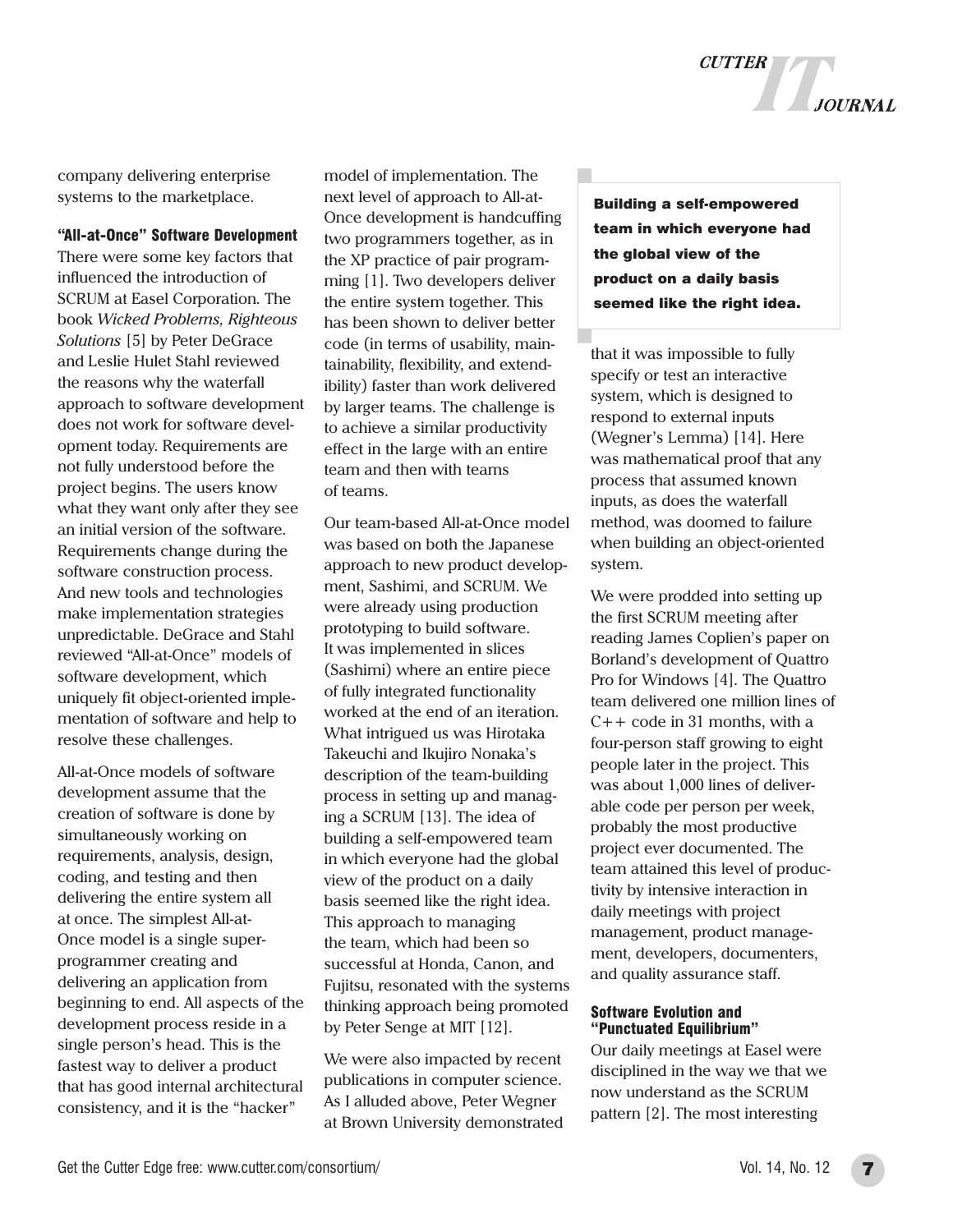company delivering enterprise systems to the marketplace.

### "All-at-Once" Software Development

There were some key factors that influenced the introduction of SCRUM at Easel Corporation. The book *Wicked Problems, Righteous Solutions* [5] by Peter DeGrace and Leslie Hulet Stahl reviewed the reasons why the waterfall approach to software development does not work for software development today. Requirements are not fully understood before the project begins. The users know what they want only after they see an initial version of the software. Requirements change during the software construction process. And new tools and technologies make implementation strategies unpredictable. DeGrace and Stahl reviewed "All-at-Once" models of software development, which uniquely fit object-oriented implementation of software and help to resolve these challenges.

All-at-Once models of software development assume that the creation of software is done by simultaneously working on requirements, analysis, design, coding, and testing and then delivering the entire system all at once. The simplest All-at-Once model is a single super-programmer creating and delivering an application from beginning to end. All aspects of the development process reside in a single person's head. This is the fastest way to deliver a product that has good internal architectural consistency, and it is the "hacker" model of implementation. The next level of approach to All-at-Once development is handcuffing two programmers together, as in the XP practice of pair programming [1]. Two developers deliver the entire system together. This has been shown to deliver better code (in terms of usability, maintainability, flexibility, and extendibility) faster than work delivered by larger teams. The challenge is to achieve a similar productivity effect in the large with an entire team and then with teams of teams.

Our team-based All-at-Once model was based on both the Japanese approach to new product development, Sashimi, and SCRUM. We were already using production prototyping to build software. It was implemented in slices (Sashimi) where an entire piece of fully integrated functionality worked at the end of an iteration. What intrigued us was Hirotaka Takeuchi and Ikujiro Nonaka's description of the team-building process in setting up and managing a SCRUM [13]. The idea of building a self-empowered team in which everyone had the global view of the product on a daily basis seemed like the right idea. This approach to managing the team, which had been so successful at Honda, Canon, and Fujitsu, resonated with the systems thinking approach being promoted by Peter Senge at MIT [12].

> **Building a self-empowered team in which everyone had the global view of the product on a daily basis seemed like the right idea.**

We were also impacted by recent publications in computer science. As I alluded above, Peter Wegner at Brown University demonstrated that it was impossible to fully specify or test an interactive system, which is designed to respond to external inputs (Wegner's Lemma) [14]. Here was mathematical proof that any process that assumed known inputs, as does the waterfall method, was doomed to failure when building an object-oriented system.

We were prodded into setting up the first SCRUM meeting after reading James Coplien's paper on Borland's development of Quattro Pro for Windows [4]. The Quattro team delivered one million lines of C++ code in 31 months, with a four-person staff growing to eight people later in the project. This was about 1,000 lines of deliverable code per person per week, probably the most productive project ever documented. The team attained this level of productivity by intensive interaction in daily meetings with project management, product management, developers, documenters, and quality assurance staff.

### Software Evolution and "Punctuated Equilibrium"

Our daily meetings at Easel were disciplined in the way we that we now understand as the SCRUM pattern [2]. The most interesting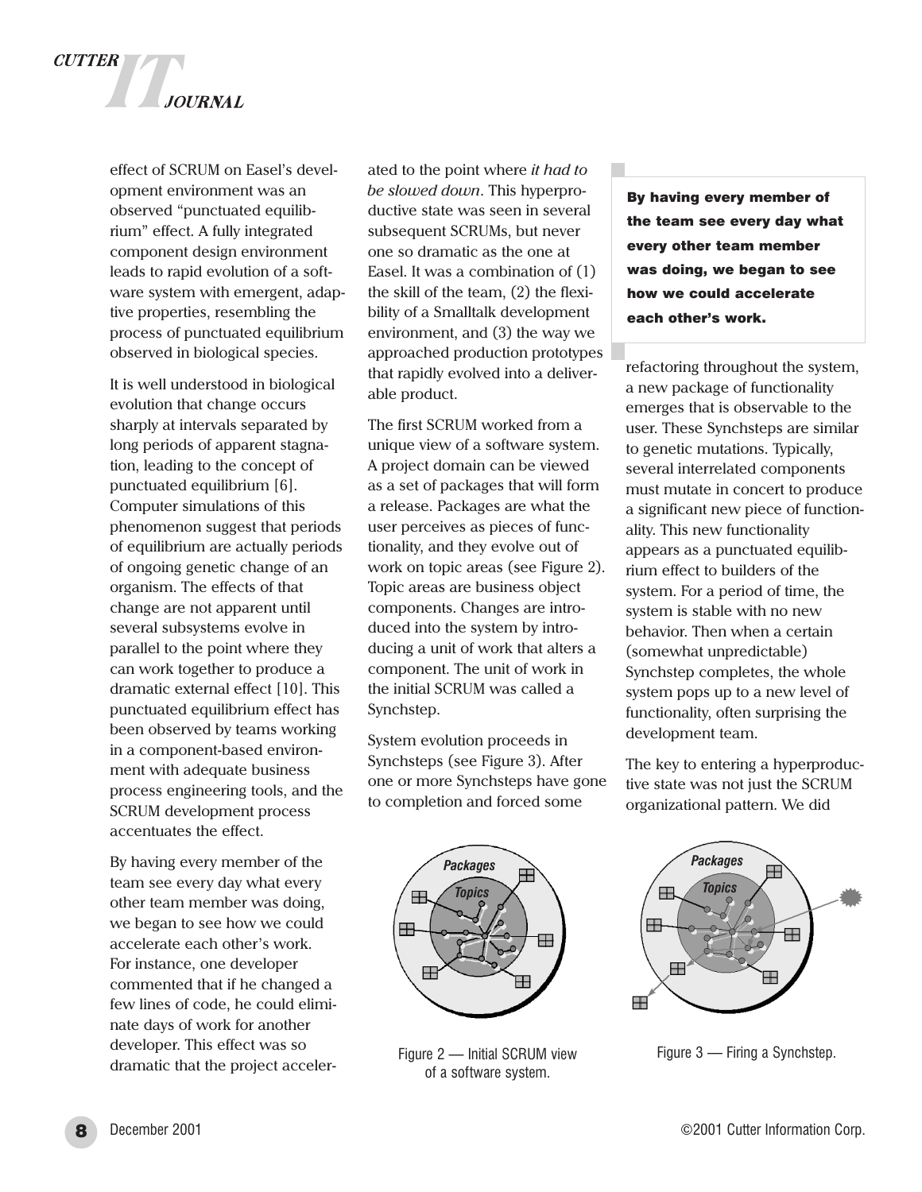effect of SCRUM on Easel's development environment was an observed "punctuated equilibrium" effect. A fully integrated component design environment leads to rapid evolution of a software system with emergent, adaptive properties, resembling the process of punctuated equilibrium observed in biological species.

It is well understood in biological evolution that change occurs sharply at intervals separated by long periods of apparent stagnation, leading to the concept of punctuated equilibrium [6]. Computer simulations of this phenomenon suggest that periods of equilibrium are actually periods of ongoing genetic change of an organism. The effects of that change are not apparent until several subsystems evolve in parallel to the point where they can work together to produce a dramatic external effect [10]. This punctuated equilibrium effect has been observed by teams working in a component-based environment with adequate business process engineering tools, and the SCRUM development process accentuates the effect.

By having every member of the team see every day what every other team member was doing, we began to see how we could accelerate each other's work. For instance, one developer commented that if he changed a few lines of code, he could eliminate days of work for another developer. This effect was so dramatic that the project accelerated to the point where *it had to be slowed down*. This hyperproductive state was seen in several subsequent SCRUMs, but never one so dramatic as the one at Easel. It was a combination of (1) the skill of the team, (2) the flexibility of a Smalltalk development environment, and (3) the way we approached production prototypes that rapidly evolved into a deliverable product.

The first SCRUM worked from a unique view of a software system. A project domain can be viewed as a set of packages that will form a release. Packages are what the user perceives as pieces of functionality, and they evolve out of work on topic areas (see Figure 2). Topic areas are business object components. Changes are introduced into the system by introducing a unit of work that alters a component. The unit of work in the initial SCRUM was called a Synchstep.

System evolution proceeds in Synchsteps (see Figure 3). After one or more Synchsteps have gone to completion and forced some refactoring throughout the system, a new package of functionality emerges that is observable to the user. These Synchsteps are similar to genetic mutations. Typically, several interrelated components must mutate in concert to produce a significant new piece of functionality. This new functionality appears as a punctuated equilibrium effect to builders of the system. For a period of time, the system is stable with no new behavior. Then when a certain (somewhat unpredictable) Synchstep completes, the whole system pops up to a new level of functionality, often surprising the development team.

**By having every member of the team see every day what every other team member was doing, we began to see how we could accelerate each other's work.**

The key to entering a hyperproductive state was not just the SCRUM organizational pattern. We did

Figure 2 — Initial SCRUM view of a software system.

Figure 3 — Firing a Synchstep.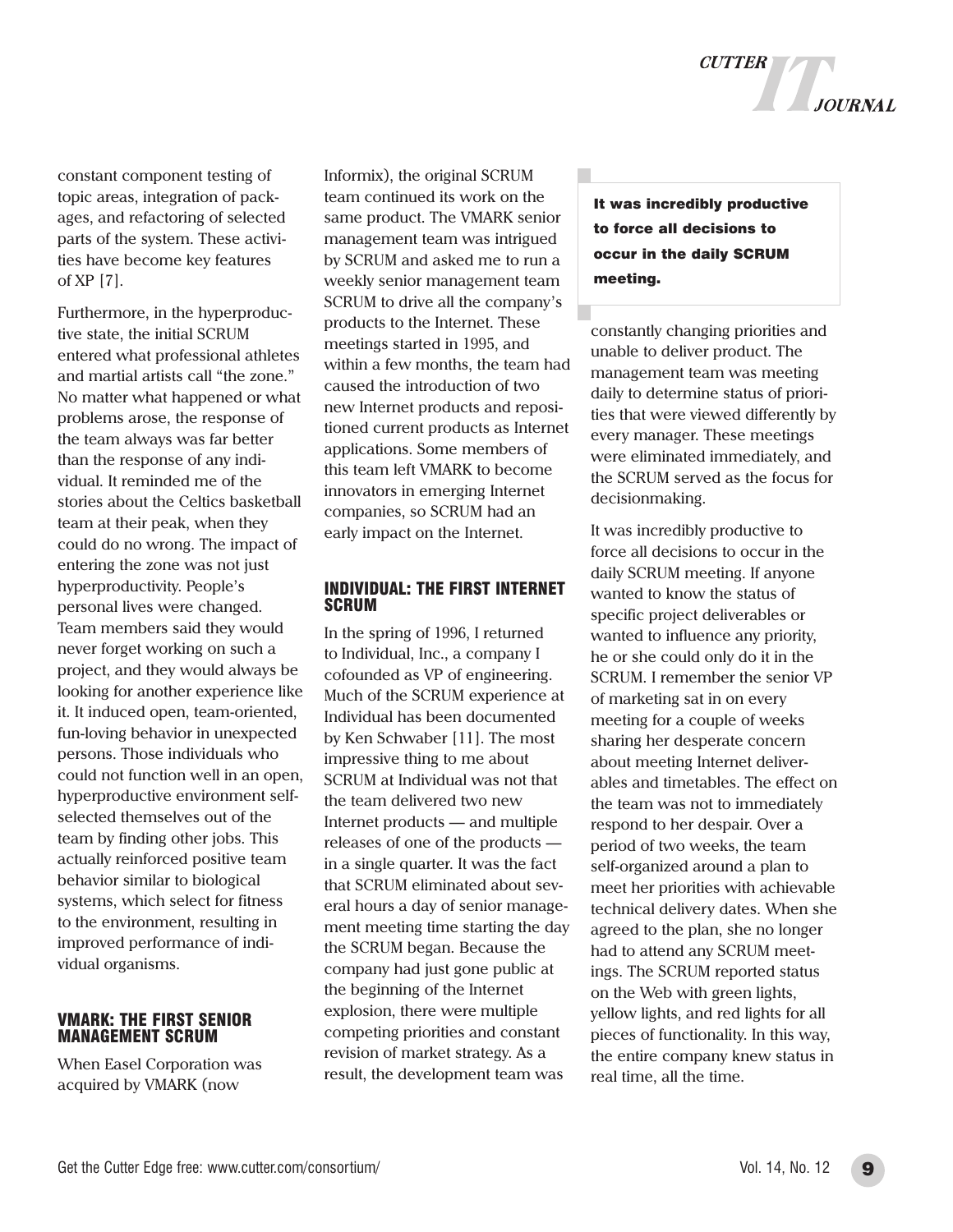constant component testing of topic areas, integration of packages, and refactoring of selected parts of the system. These activities have become key features of XP [7].

Furthermore, in the hyperproductive state, the initial SCRUM entered what professional athletes and martial artists call "the zone." No matter what happened or what problems arose, the response of the team always was far better than the response of any individual. It reminded me of the stories about the Celtics basketball team at their peak, when they could do no wrong. The impact of entering the zone was not just hyperproductivity. People's personal lives were changed. Team members said they would never forget working on such a project, and they would always be looking for another experience like it. It induced open, team-oriented, fun-loving behavior in unexpected persons. Those individuals who could not function well in an open, hyperproductive environment self-selected themselves out of the team by finding other jobs. This actually reinforced positive team behavior similar to biological systems, which select for fitness to the environment, resulting in improved performance of individual organisms.

## VMARK: THE FIRST SENIOR MANAGEMENT SCRUM

When Easel Corporation was acquired by VMARK (now Informix), the original SCRUM team continued its work on the same product. The VMARK senior management team was intrigued by SCRUM and asked me to run a weekly senior management team SCRUM to drive all the company's products to the Internet. These meetings started in 1995, and within a few months, the team had caused the introduction of two new Internet products and repositioned current products as Internet applications. Some members of this team left VMARK to become innovators in emerging Internet companies, so SCRUM had an early impact on the Internet.

## INDIVIDUAL: THE FIRST INTERNET SCRUM

In the spring of 1996, I returned to Individual, Inc., a company I cofounded as VP of engineering. Much of the SCRUM experience at Individual has been documented by Ken Schwaber [11]. The most impressive thing to me about SCRUM at Individual was not that the team delivered two new Internet products — and multiple releases of one of the products — in a single quarter. It was the fact that SCRUM eliminated about several hours a day of senior management meeting time starting the day the SCRUM began. Because the company had just gone public at the beginning of the Internet explosion, there were multiple competing priorities and constant revision of market strategy. As a result, the development team was constantly changing priorities and unable to deliver product. The management team was meeting daily to determine status of priorities that were viewed differently by every manager. These meetings were eliminated immediately, and the SCRUM served as the focus for decisionmaking.

> **It was incredibly productive to force all decisions to occur in the daily SCRUM meeting.**

It was incredibly productive to force all decisions to occur in the daily SCRUM meeting. If anyone wanted to know the status of specific project deliverables or wanted to influence any priority, he or she could only do it in the SCRUM. I remember the senior VP of marketing sat in on every meeting for a couple of weeks sharing her desperate concern about meeting Internet deliverables and timetables. The effect on the team was not to immediately respond to her despair. Over a period of two weeks, the team self-organized around a plan to meet her priorities with achievable technical delivery dates. When she agreed to the plan, she no longer had to attend any SCRUM meetings. The SCRUM reported status on the Web with green lights, yellow lights, and red lights for all pieces of functionality. In this way, the entire company knew status in real time, all the time.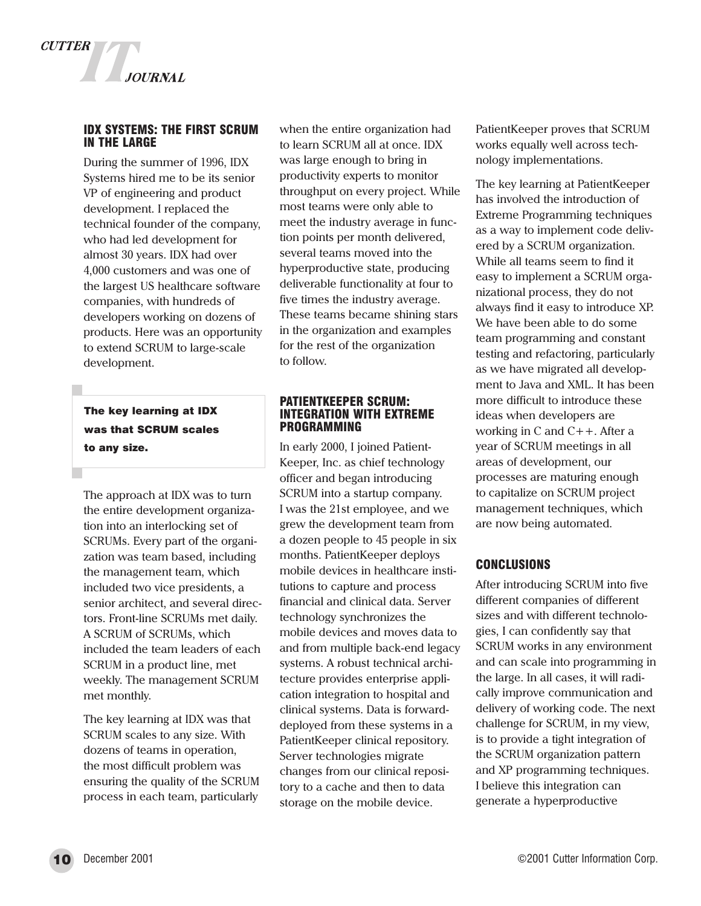## IDX SYSTEMS: THE FIRST SCRUM IN THE LARGE

During the summer of 1996, IDX Systems hired me to be its senior VP of engineering and product development. I replaced the technical founder of the company, who had led development for almost 30 years. IDX had over 4,000 customers and was one of the largest US healthcare software companies, with hundreds of developers working on dozens of products. Here was an opportunity to extend SCRUM to large-scale development.

**The key learning at IDX was that SCRUM scales to any size.**

The approach at IDX was to turn the entire development organization into an interlocking set of SCRUMs. Every part of the organization was team based, including the management team, which included two vice presidents, a senior architect, and several directors. Front-line SCRUMs met daily. A SCRUM of SCRUMs, which included the team leaders of each SCRUM in a product line, met weekly. The management SCRUM met monthly.

The key learning at IDX was that SCRUM scales to any size. With dozens of teams in operation, the most difficult problem was ensuring the quality of the SCRUM process in each team, particularly when the entire organization had to learn SCRUM all at once. IDX was large enough to bring in productivity experts to monitor throughput on every project. While most teams were only able to meet the industry average in function points per month delivered, several teams moved into the hyperproductive state, producing deliverable functionality at four to five times the industry average. These teams became shining stars in the organization and examples for the rest of the organization to follow.

## PATIENTKEEPER SCRUM: INTEGRATION WITH EXTREME PROGRAMMING

In early 2000, I joined PatientKeeper, Inc. as chief technology officer and began introducing SCRUM into a startup company. I was the 21st employee, and we grew the development team from a dozen people to 45 people in six months. PatientKeeper deploys mobile devices in healthcare institutions to capture and process financial and clinical data. Server technology synchronizes the mobile devices and moves data to and from multiple back-end legacy systems. A robust technical architecture provides enterprise application integration to hospital and clinical systems. Data is forward-deployed from these systems in a PatientKeeper clinical repository. Server technologies migrate changes from our clinical repository to a cache and then to data storage on the mobile device. PatientKeeper proves that SCRUM works equally well across technology implementations.

The key learning at PatientKeeper has involved the introduction of Extreme Programming techniques as a way to implement code delivered by a SCRUM organization. While all teams seem to find it easy to implement a SCRUM organizational process, they do not always find it easy to introduce XP. We have been able to do some team programming and constant testing and refactoring, particularly as we have migrated all development to Java and XML. It has been more difficult to introduce these ideas when developers are working in C and C++. After a year of SCRUM meetings in all areas of development, our processes are maturing enough to capitalize on SCRUM project management techniques, which are now being automated.

## CONCLUSIONS

After introducing SCRUM into five different companies of different sizes and with different technologies, I can confidently say that SCRUM works in any environment and can scale into programming in the large. In all cases, it will radically improve communication and delivery of working code. The next challenge for SCRUM, in my view, is to provide a tight integration of the SCRUM organization pattern and XP programming techniques. I believe this integration can generate a hyperproductive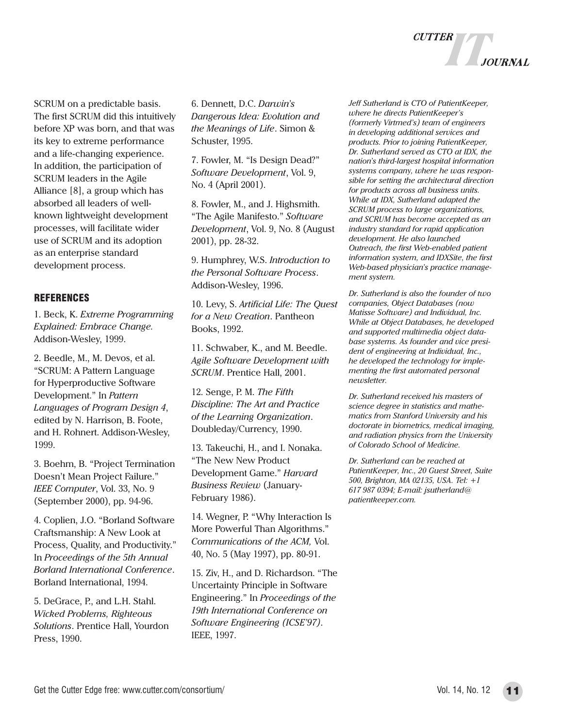SCRUM on a predictable basis. The first SCRUM did this intuitively before XP was born, and that was its key to extreme performance and a life-changing experience. In addition, the participation of SCRUM leaders in the Agile Alliance [8], a group which has absorbed all leaders of well-known lightweight development processes, will facilitate wider use of SCRUM and its adoption as an enterprise standard development process.

## REFERENCES

1. Beck, K. *Extreme Programming Explained: Embrace Change.* Addison-Wesley, 1999.

2. Beedle, M., M. Devos, et al. "SCRUM: A Pattern Language for Hyperproductive Software Development." In *Pattern Languages of Program Design 4*, edited by N. Harrison, B. Foote, and H. Rohnert. Addison-Wesley, 1999.

3. Boehm, B. "Project Termination Doesn't Mean Project Failure." *IEEE Computer*, Vol. 33, No. 9 (September 2000), pp. 94-96.

4. Coplien, J.O. "Borland Software Craftsmanship: A New Look at Process, Quality, and Productivity." In *Proceedings of the 5th Annual Borland International Conference*. Borland International, 1994.

5. DeGrace, P., and L.H. Stahl. *Wicked Problems, Righteous Solutions*. Prentice Hall, Yourdon Press, 1990.

6. Dennett, D.C. *Darwin's Dangerous Idea: Evolution and the Meanings of Life*. Simon & Schuster, 1995.

7. Fowler, M. "Is Design Dead?" *Software Development*, Vol. 9, No. 4 (April 2001).

8. Fowler, M., and J. Highsmith. "The Agile Manifesto." *Software Development*, Vol. 9, No. 8 (August 2001), pp. 28-32.

9. Humphrey, W.S. *Introduction to the Personal Software Process*. Addison-Wesley, 1996.

10. Levy, S. *Artificial Life: The Quest for a New Creation*. Pantheon Books, 1992.

11. Schwaber, K., and M. Beedle. *Agile Software Development with SCRUM*. Prentice Hall, 2001.

12. Senge, P. M. *The Fifth Discipline: The Art and Practice of the Learning Organization*. Doubleday/Currency, 1990.

13. Takeuchi, H., and I. Nonaka. "The New New Product Development Game." *Harvard Business Review* (January-February 1986).

14. Wegner, P. "Why Interaction Is More Powerful Than Algorithms." *Communications of the ACM,* Vol. 40, No. 5 (May 1997), pp. 80-91.

15. Ziv, H., and D. Richardson. "The Uncertainty Principle in Software Engineering." In *Proceedings of the 19th International Conference on Software Engineering (ICSE'97)*. IEEE, 1997.

*Jeff Sutherland is CTO of PatientKeeper, where he directs PatientKeeper's (formerly Virtmed's) team of engineers in developing additional services and products. Prior to joining PatientKeeper, Dr. Sutherland served as CTO at IDX, the nation's third-largest hospital information systems company, where he was responsible for setting the architectural direction for products across all business units. While at IDX, Sutherland adapted the SCRUM process to large organizations, and SCRUM has become accepted as an industry standard for rapid application development. He also launched Outreach, the first Web-enabled patient information system, and IDXSite, the first Web-based physician's practice management system.*

*Dr. Sutherland is also the founder of two companies, Object Databases (now Matisse Software) and Individual, Inc. While at Object Databases, he developed and supported multimedia object database systems. As founder and vice president of engineering at Individual, Inc., he developed the technology for implementing the first automated personal newsletter.*

*Dr. Sutherland received his masters of science degree in statistics and mathematics from Stanford University and his doctorate in biometrics, medical imaging, and radiation physics from the University of Colorado School of Medicine.*

*Dr. Sutherland can be reached at PatientKeeper, Inc., 20 Guest Street, Suite 500, Brighton, MA 02135, USA. Tel: +1 617 987 0394; E-mail: jsutherland@patientkeeper.com.*